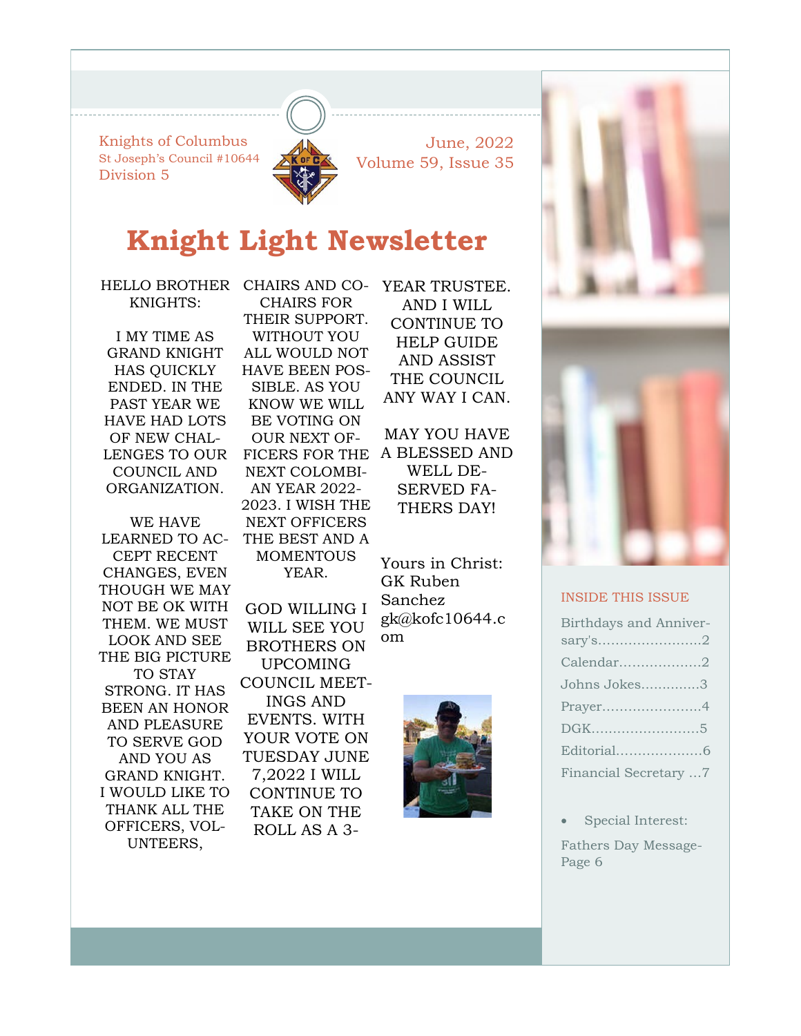Knights of Columbus
St Joseph's Council #10644
Division 5

June, 2022
Volume 59, Issue 35

# Knight Light Newsletter

HELLO BROTHER KNIGHTS:

I MY TIME AS GRAND KNIGHT HAS QUICKLY ENDED. IN THE PAST YEAR WE HAVE HAD LOTS OF NEW CHALLENGES TO OUR COUNCIL AND ORGANIZATION.

WE HAVE LEARNED TO ACCEPT RECENT CHANGES, EVEN THOUGH WE MAY NOT BE OK WITH THEM. WE MUST LOOK AND SEE THE BIG PICTURE TO STAY STRONG. IT HAS BEEN AN HONOR AND PLEASURE TO SERVE GOD AND YOU AS GRAND KNIGHT. I WOULD LIKE TO THANK ALL THE OFFICERS, VOLUNTEERS, CHAIRS AND CO-CHAIRS FOR THEIR SUPPORT. WITHOUT YOU ALL WOULD NOT HAVE BEEN POSSIBLE. AS YOU KNOW WE WILL BE VOTING ON OUR NEXT OFFICERS FOR THE NEXT COLOMBIAN YEAR 2022-2023. I WISH THE NEXT OFFICERS THE BEST AND A MOMENTOUS YEAR.

GOD WILLING I WILL SEE YOU BROTHERS ON UPCOMING COUNCIL MEETINGS AND EVENTS. WITH YOUR VOTE ON TUESDAY JUNE 7,2022 I WILL CONTINUE TO TAKE ON THE ROLL AS A 3-YEAR TRUSTEE. AND I WILL CONTINUE TO HELP GUIDE AND ASSIST THE COUNCIL ANY WAY I CAN.

MAY YOU HAVE A BLESSED AND WELL DESERVED FATHERS DAY!

Yours in Christ:
GK Ruben Sanchez
gk@kofc10644.com

## INSIDE THIS ISSUE

- Birthdays and Anniversary's........................2
- Calendar...................2
- Johns Jokes.............3
- Prayer.......................4
- DGK.........................5
- Editorial...................6
- Financial Secretary ...7

- Special Interest:

Fathers Day Message-Page 6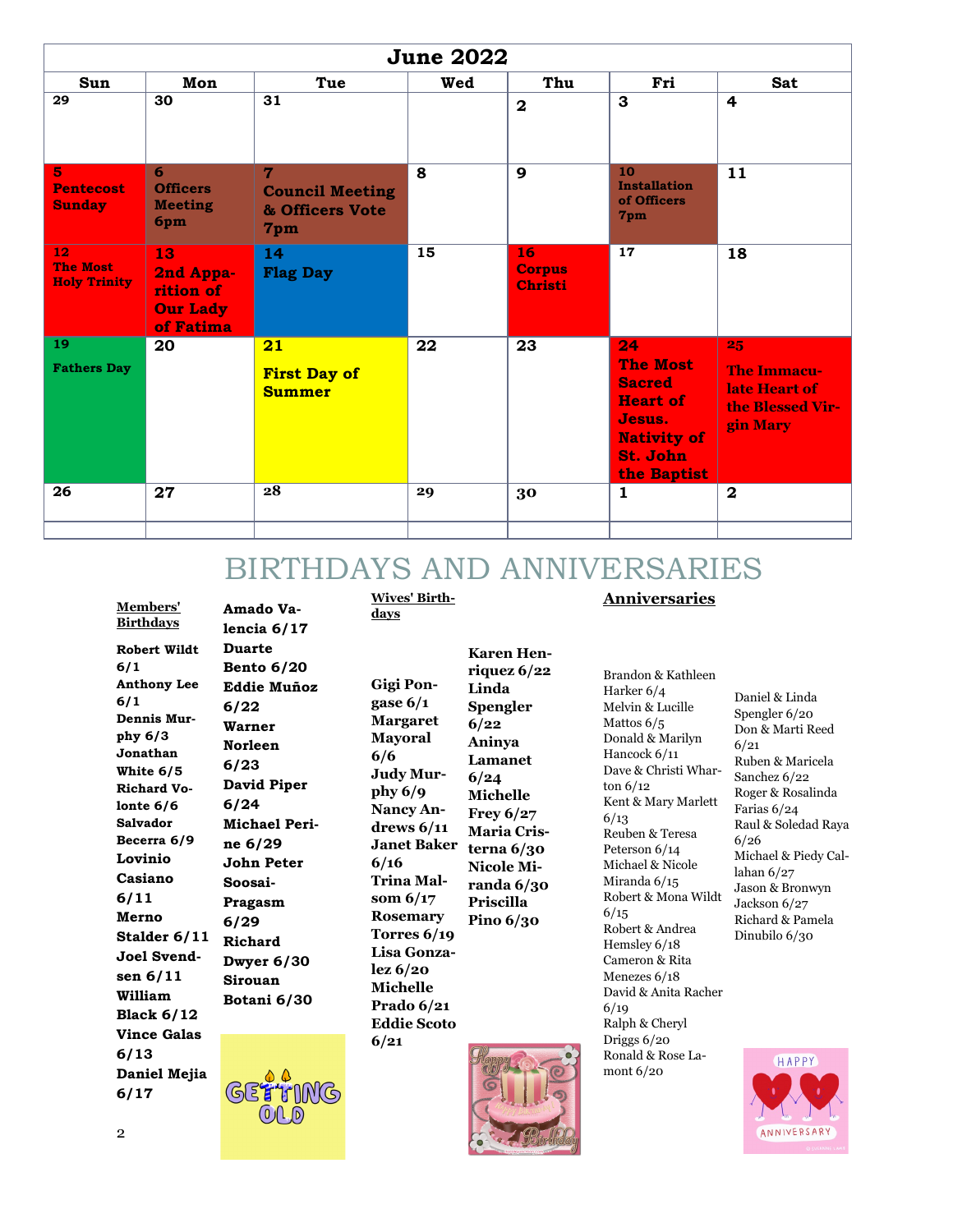| June 2022 | | | | | | |
|---|---|---|---|---|---|---|
| **Sun** | **Mon** | **Tue** | **Wed** | **Thu** | **Fri** | **Sat** |
| 29 | 30 | 31 | | 2 | 3 | 4 |
| 5 Pentecost Sunday | 6 Officers Meeting 6pm | 7 Council Meeting & Officers Vote 7pm | 8 | 9 | 10 Installation of Officers 7pm | 11 |
| 12 The Most Holy Trinity | 13 2nd Apparition of Our Lady of Fatima | 14 Flag Day | 15 | 16 Corpus Christi | 17 | 18 |
| 19 Fathers Day | 20 | 21 First Day of Summer | 22 | 23 | 24 The Most Sacred Heart of Jesus. Nativity of St. John the Baptist | 25 The Immaculate Heart of the Blessed Virgin Mary |
| 26 | 27 | 28 | 29 | 30 | 1 | 2 |

# BIRTHDAYS AND ANNIVERSARIES

**Members' Birthdays**

**Robert Wildt 6/1**
**Anthony Lee 6/1**
**Dennis Murphy 6/3**
**Jonathan White 6/5**
**Richard Volonte 6/6**
**Salvador Becerra 6/9**
**Lovinio Casiano 6/11**
**Merno Stalder 6/11**
**Joel Svendsen 6/11**
**William Black 6/12**
**Vince Galas 6/13**
**Daniel Mejia 6/17**
**Amado Valencia 6/17**
**Duarte Bento 6/20**
**Eddie Muñoz 6/22**
**Warner Norleen 6/23**
**David Piper 6/24**
**Michael Perine 6/29**
**John Peter Soosai-Pragasm 6/29**
**Richard Dwyer 6/30**
**Sirouan Botani 6/30**

**Wives' Birthdays**

**Gigi Pongase 6/1**
**Margaret Mayoral 6/6**
**Judy Murphy 6/9**
**Nancy Andrews 6/11**
**Janet Baker 6/16**
**Trina Malsom 6/17**
**Rosemary Torres 6/19**
**Lisa Gonzalez 6/20**
**Michelle Prado 6/21**
**Eddie Scoto 6/21**
**Karen Henriquez 6/22**
**Linda Spengler 6/22**
**Aninya Lamanet 6/24**
**Michelle Frey 6/27**
**Maria Cristerna 6/30**
**Nicole Miranda 6/30**
**Priscilla Pino 6/30**

**Anniversaries**

Brandon & Kathleen Harker 6/4
Melvin & Lucille Mattos 6/5
Donald & Marilyn Hancock 6/11
Dave & Christi Wharton 6/12
Kent & Mary Marlett 6/13
Reuben & Teresa Peterson 6/14
Michael & Nicole Miranda 6/15
Robert & Mona Wildt 6/15
Robert & Andrea Hemsley 6/18
Cameron & Rita Menezes 6/18
David & Anita Racher 6/19
Ralph & Cheryl Driggs 6/20
Ronald & Rose Lamont 6/20
Daniel & Linda Spengler 6/20
Don & Marti Reed 6/21
Ruben & Maricela Sanchez 6/22
Roger & Rosalinda Farias 6/24
Raul & Soledad Raya 6/26
Michael & Piedy Callahan 6/27
Jason & Bronwyn Jackson 6/27
Richard & Pamela Dinubilo 6/30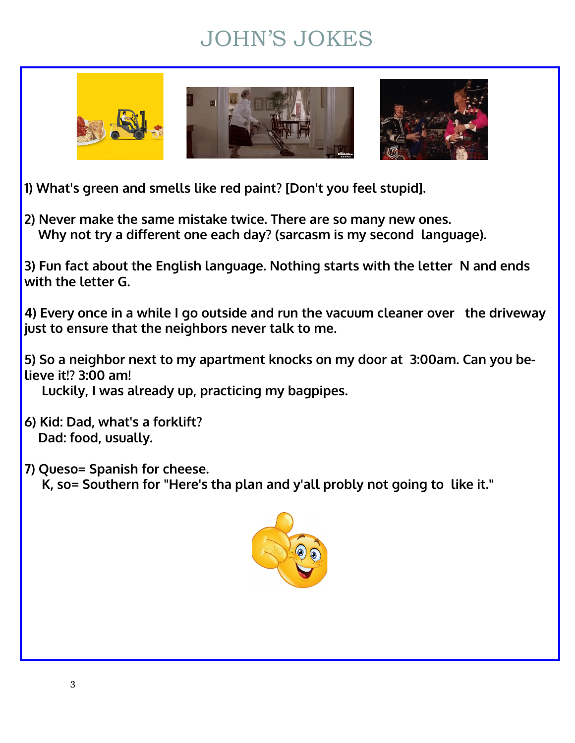# JOHN'S JOKES

1) What's green and smells like red paint? [Don't you feel stupid].

2) Never make the same mistake twice. There are so many new ones.
   Why not try a different one each day? (sarcasm is my second language).

3) Fun fact about the English language. Nothing starts with the letter N and ends with the letter G.

4) Every once in a while I go outside and run the vacuum cleaner over the driveway just to ensure that the neighbors never talk to me.

5) So a neighbor next to my apartment knocks on my door at 3:00am. Can you believe it!? 3:00 am!
   Luckily, I was already up, practicing my bagpipes.

6) Kid: Dad, what's a forklift?
   Dad: food, usually.

7) Queso= Spanish for cheese.
   K, so= Southern for "Here's tha plan and y'all probly not going to like it."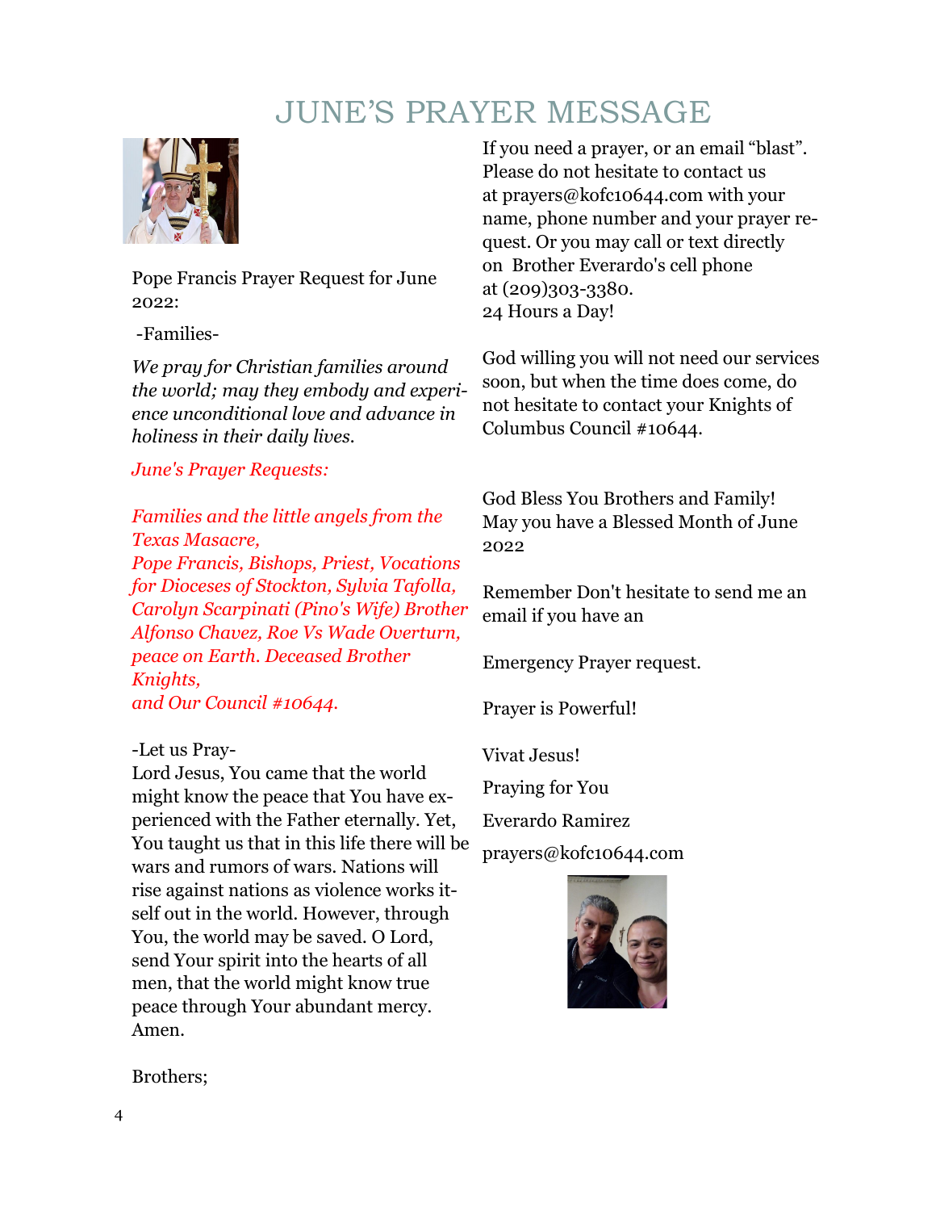# JUNE'S PRAYER MESSAGE

Pope Francis Prayer Request for June 2022:

-Families-

*We pray for Christian families around the world; may they embody and experience unconditional love and advance in holiness in their daily lives.*

*June's Prayer Requests:*

*Families and the little angels from the Texas Masacre,*
*Pope Francis, Bishops, Priest, Vocations for Dioceses of Stockton, Sylvia Tafolla, Carolyn Scarpinati (Pino's Wife) Brother Alfonso Chavez, Roe Vs Wade Overturn, peace on Earth. Deceased Brother Knights,*
*and Our Council #10644.*

-Let us Pray-
Lord Jesus, You came that the world might know the peace that You have experienced with the Father eternally. Yet, You taught us that in this life there will be wars and rumors of wars. Nations will rise against nations as violence works itself out in the world. However, through You, the world may be saved. O Lord, send Your spirit into the hearts of all men, that the world might know true peace through Your abundant mercy. Amen.

Brothers;

If you need a prayer, or an email "blast". Please do not hesitate to contact us at prayers@kofc10644.com with your name, phone number and your prayer request. Or you may call or text directly on Brother Everardo's cell phone at (209)303-3380.
24 Hours a Day!

God willing you will not need our services soon, but when the time does come, do not hesitate to contact your Knights of Columbus Council #10644.

God Bless You Brothers and Family! May you have a Blessed Month of June 2022

Remember Don't hesitate to send me an email if you have an

Emergency Prayer request.

Prayer is Powerful!

Vivat Jesus!

Praying for You

Everardo Ramirez

prayers@kofc10644.com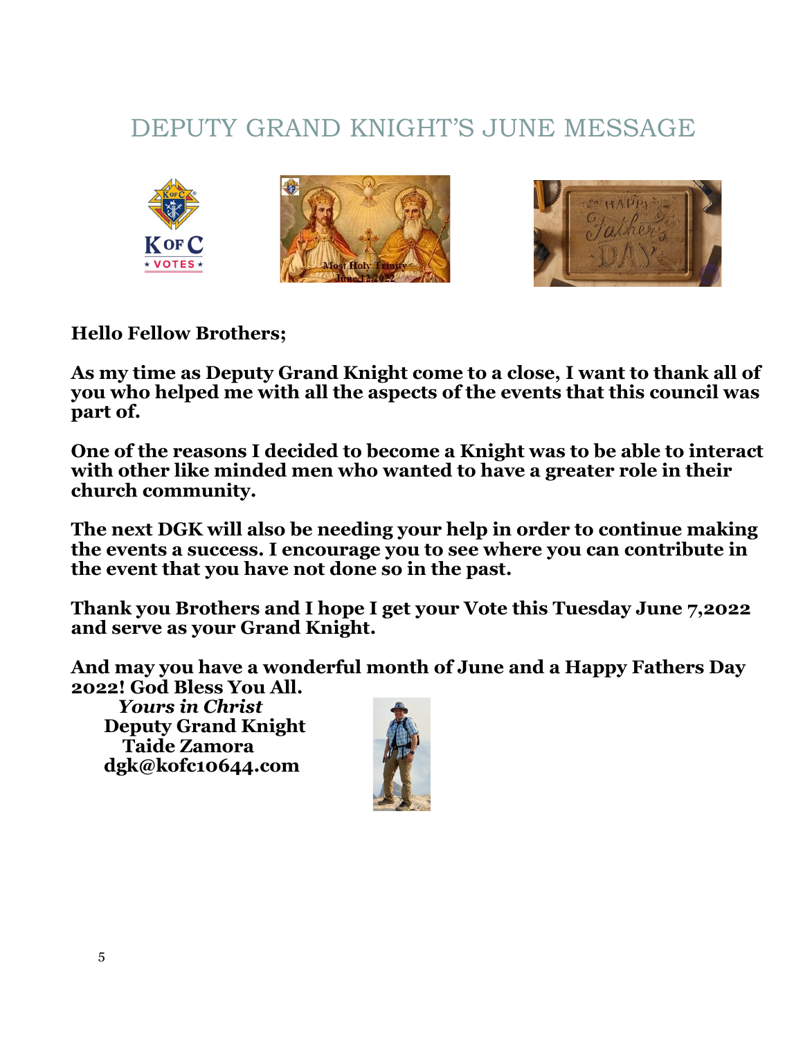# DEPUTY GRAND KNIGHT'S JUNE MESSAGE

**Hello Fellow Brothers;**

**As my time as Deputy Grand Knight come to a close, I want to thank all of you who helped me with all the aspects of the events that this council was part of.**

**One of the reasons I decided to become a Knight was to be able to interact with other like minded men who wanted to have a greater role in their church community.**

**The next DGK will also be needing your help in order to continue making the events a success. I encourage you to see where you can contribute in the event that you have not done so in the past.**

**Thank you Brothers and I hope I get your Vote this Tuesday June 7,2022 and serve as your Grand Knight.**

**And may you have a wonderful month of June and a Happy Fathers Day 2022! God Bless You All.**

***Yours in Christ***
**Deputy Grand Knight**
**Taide Zamora**
**dgk@kofc10644.com**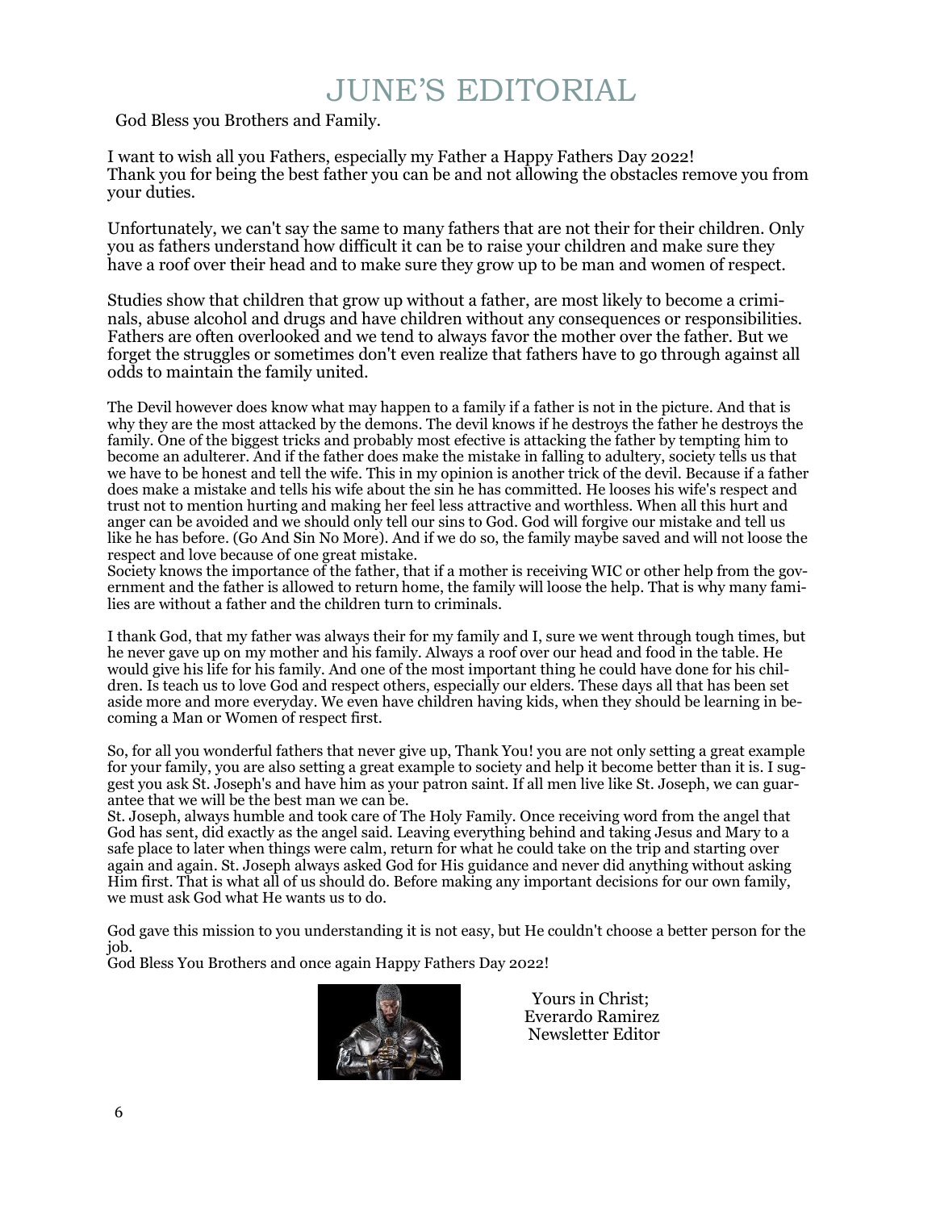# JUNE'S EDITORIAL

God Bless you Brothers and Family.

I want to wish all you Fathers, especially my Father a Happy Fathers Day 2022!
Thank you for being the best father you can be and not allowing the obstacles remove you from your duties.

Unfortunately, we can't say the same to many fathers that are not their for their children. Only you as fathers understand how difficult it can be to raise your children and make sure they have a roof over their head and to make sure they grow up to be man and women of respect.

Studies show that children that grow up without a father, are most likely to become a criminals, abuse alcohol and drugs and have children without any consequences or responsibilities. Fathers are often overlooked and we tend to always favor the mother over the father. But we forget the struggles or sometimes don't even realize that fathers have to go through against all odds to maintain the family united.

The Devil however does know what may happen to a family if a father is not in the picture. And that is why they are the most attacked by the demons. The devil knows if he destroys the father he destroys the family. One of the biggest tricks and probably most efective is attacking the father by tempting him to become an adulterer. And if the father does make the mistake in falling to adultery, society tells us that we have to be honest and tell the wife. This in my opinion is another trick of the devil. Because if a father does make a mistake and tells his wife about the sin he has committed. He looses his wife's respect and trust not to mention hurting and making her feel less attractive and worthless. When all this hurt and anger can be avoided and we should only tell our sins to God. God will forgive our mistake and tell us like he has before. (Go And Sin No More). And if we do so, the family maybe saved and will not loose the respect and love because of one great mistake.
Society knows the importance of the father, that if a mother is receiving WIC or other help from the government and the father is allowed to return home, the family will loose the help. That is why many families are without a father and the children turn to criminals.

I thank God, that my father was always their for my family and I, sure we went through tough times, but he never gave up on my mother and his family. Always a roof over our head and food in the table. He would give his life for his family. And one of the most important thing he could have done for his children. Is teach us to love God and respect others, especially our elders. These days all that has been set aside more and more everyday. We even have children having kids, when they should be learning in becoming a Man or Women of respect first.

So, for all you wonderful fathers that never give up, Thank You! you are not only setting a great example for your family, you are also setting a great example to society and help it become better than it is. I suggest you ask St. Joseph's and have him as your patron saint. If all men live like St. Joseph, we can guarantee that we will be the best man we can be.
St. Joseph, always humble and took care of The Holy Family. Once receiving word from the angel that God has sent, did exactly as the angel said. Leaving everything behind and taking Jesus and Mary to a safe place to later when things were calm, return for what he could take on the trip and starting over again and again. St. Joseph always asked God for His guidance and never did anything without asking Him first. That is what all of us should do. Before making any important decisions for our own family, we must ask God what He wants us to do.

God gave this mission to you understanding it is not easy, but He couldn't choose a better person for the job.
God Bless You Brothers and once again Happy Fathers Day 2022!

Yours in Christ;
Everardo Ramirez
Newsletter Editor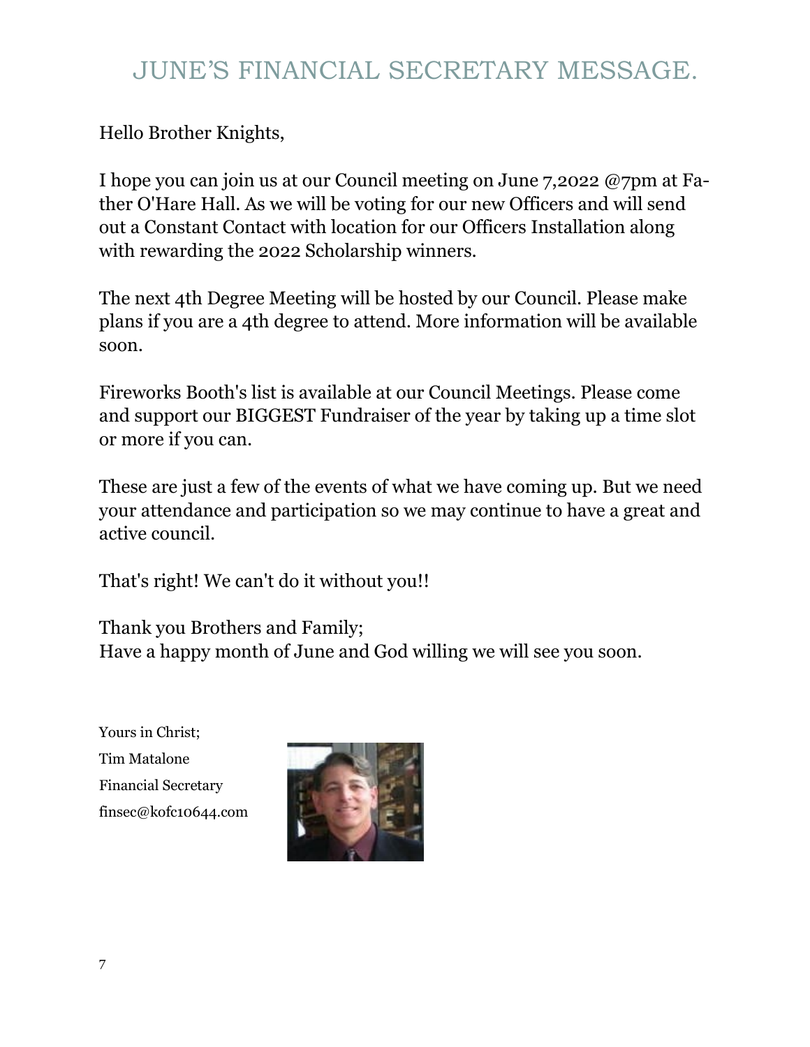# JUNE'S FINANCIAL SECRETARY MESSAGE.

Hello Brother Knights,

I hope you can join us at our Council meeting on June 7,2022 @7pm at Father O'Hare Hall. As we will be voting for our new Officers and will send out a Constant Contact with location for our Officers Installation along with rewarding the 2022 Scholarship winners.

The next 4th Degree Meeting will be hosted by our Council. Please make plans if you are a 4th degree to attend. More information will be available soon.

Fireworks Booth's list is available at our Council Meetings. Please come and support our BIGGEST Fundraiser of the year by taking up a time slot or more if you can.

These are just a few of the events of what we have coming up. But we need your attendance and participation so we may continue to have a great and active council.

That's right! We can't do it without you!!

Thank you Brothers and Family;
Have a happy month of June and God willing we will see you soon.

Yours in Christ;
Tim Matalone
Financial Secretary
finsec@kofc10644.com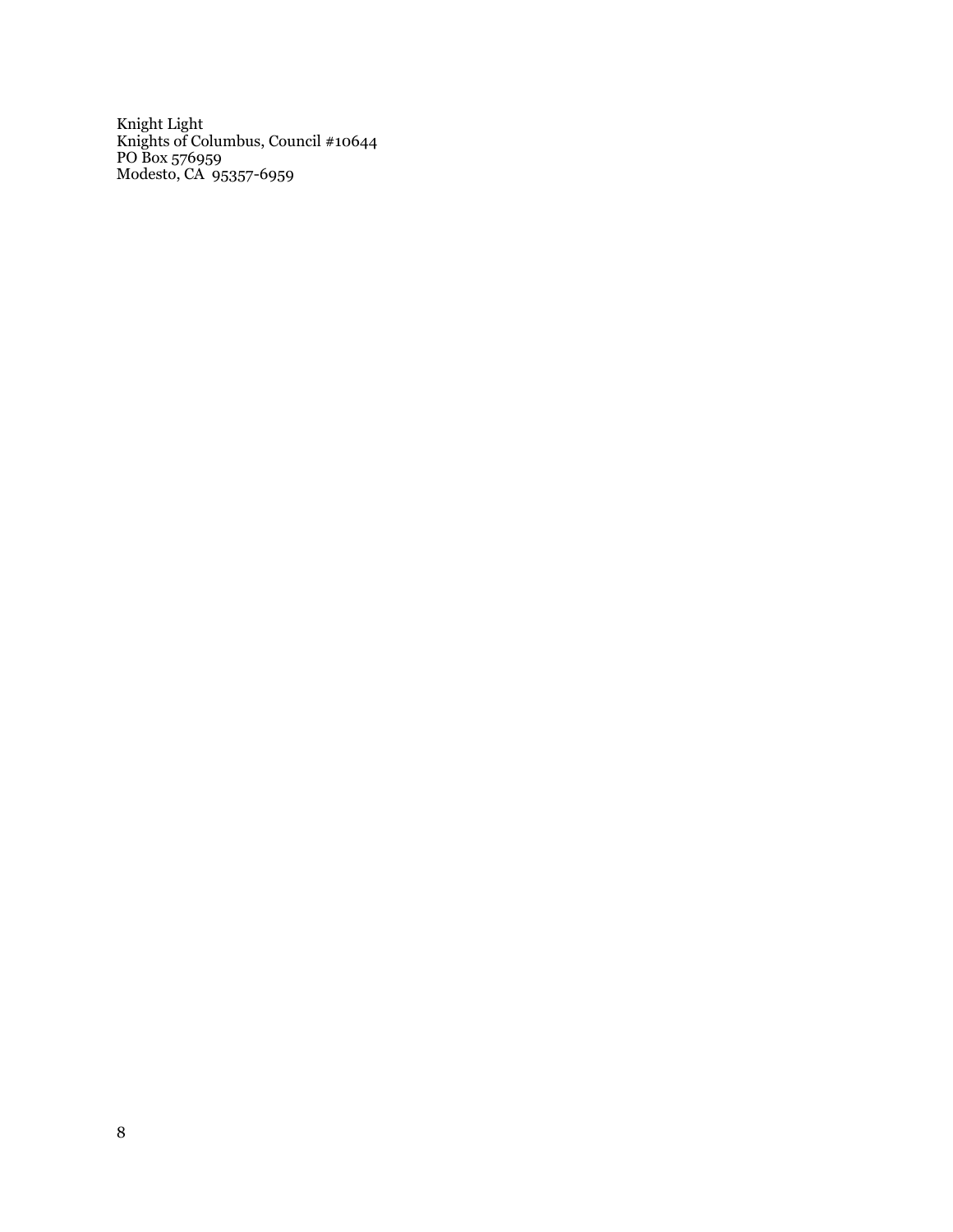Knight Light  
Knights of Columbus, Council #10644  
PO Box 576959  
Modesto, CA  95357-6959